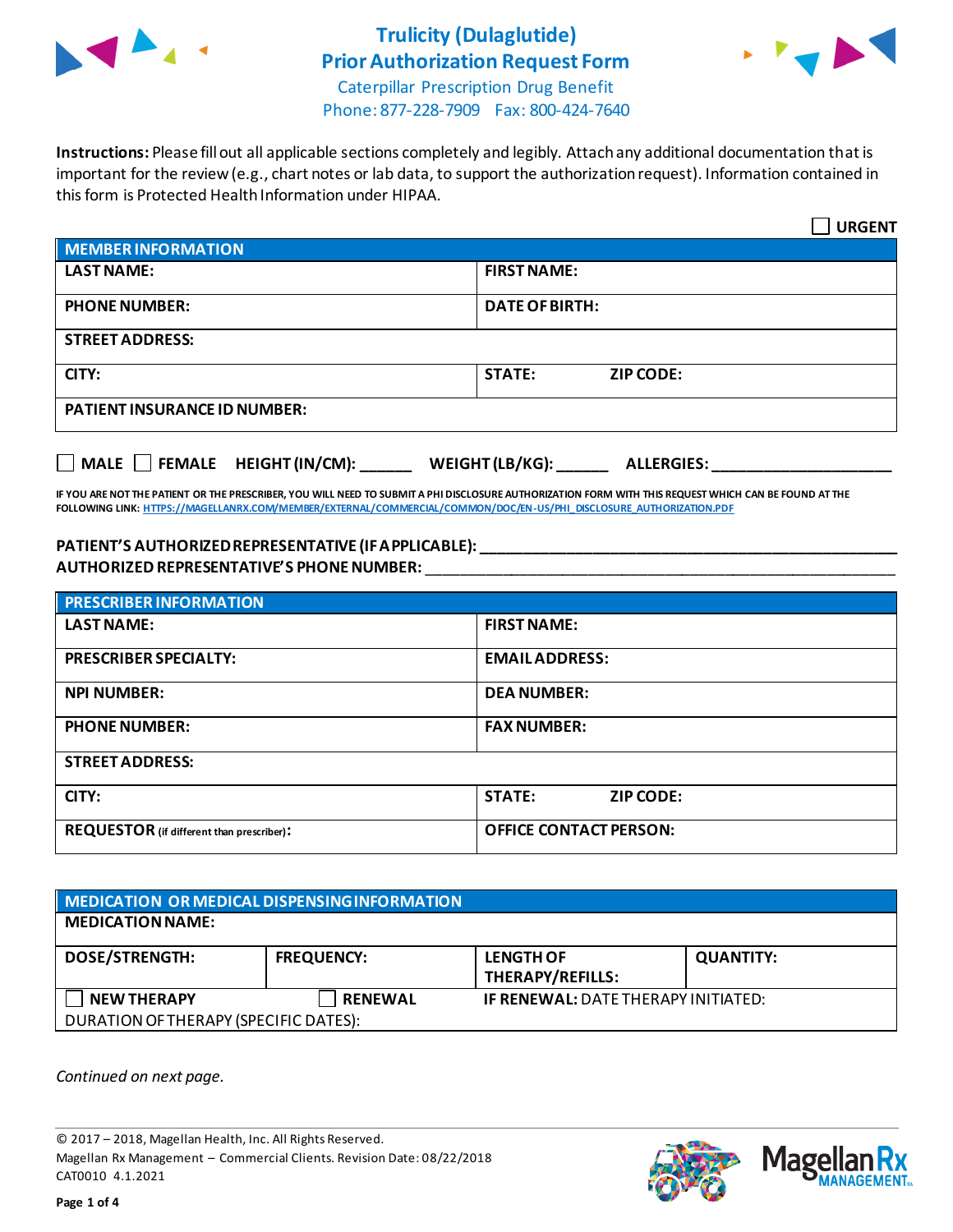# Trulicity (Dulaglutide) Prior Authorization Request Form

Caterpillar Prescription Drug Benefit
Phone: 877-228-7909 Fax: 800-424-7640

**Instructions:** Please fill out all applicable sections completely and legibly. Attach any additional documentation that is important for the review (e.g., chart notes or lab data, to support the authorization request). Information contained in this form is Protected Health Information under HIPAA.

☐ **URGENT**

| **MEMBER INFORMATION** | |
|---|---|
| **LAST NAME:** | **FIRST NAME:** |
| **PHONE NUMBER:** | **DATE OF BIRTH:** |
| **STREET ADDRESS:** | |
| **CITY:** | **STATE:** **ZIP CODE:** |
| **PATIENT INSURANCE ID NUMBER:** | |

☐ **MALE** ☐ **FEMALE** **HEIGHT (IN/CM):** ______ **WEIGHT (LB/KG):** ______ **ALLERGIES:** ____________________

**IF YOU ARE NOT THE PATIENT OR THE PRESCRIBER, YOU WILL NEED TO SUBMIT A PHI DISCLOSURE AUTHORIZATION FORM WITH THIS REQUEST WHICH CAN BE FOUND AT THE FOLLOWING LINK: HTTPS://MAGELLANRX.COM/MEMBER/EXTERNAL/COMMERCIAL/COMMON/DOC/EN-US/PHI_DISCLOSURE_AUTHORIZATION.PDF**

**PATIENT'S AUTHORIZED REPRESENTATIVE (IF APPLICABLE):** ____________________________________________
**AUTHORIZED REPRESENTATIVE'S PHONE NUMBER:** ____________________________________________

| **PRESCRIBER INFORMATION** | |
|---|---|
| **LAST NAME:** | **FIRST NAME:** |
| **PRESCRIBER SPECIALTY:** | **EMAIL ADDRESS:** |
| **NPI NUMBER:** | **DEA NUMBER:** |
| **PHONE NUMBER:** | **FAX NUMBER:** |
| **STREET ADDRESS:** | |
| **CITY:** | **STATE:** **ZIP CODE:** |
| **REQUESTOR** (if different than prescriber)**:** | **OFFICE CONTACT PERSON:** |

| **MEDICATION OR MEDICAL DISPENSING INFORMATION** | | | |
|---|---|---|---|
| **MEDICATION NAME:** | | | |
| **DOSE/STRENGTH:** | **FREQUENCY:** | **LENGTH OF THERAPY/REFILLS:** | **QUANTITY:** |
| ☐ **NEW THERAPY** | ☐ **RENEWAL** | **IF RENEWAL:** DATE THERAPY INITIATED: | |
| DURATION OF THERAPY (SPECIFIC DATES): | | | |

*Continued on next page.*

© 2017 – 2018, Magellan Health, Inc. All Rights Reserved.
Magellan Rx Management – Commercial Clients. Revision Date: 08/22/2018
CAT0010 4.1.2021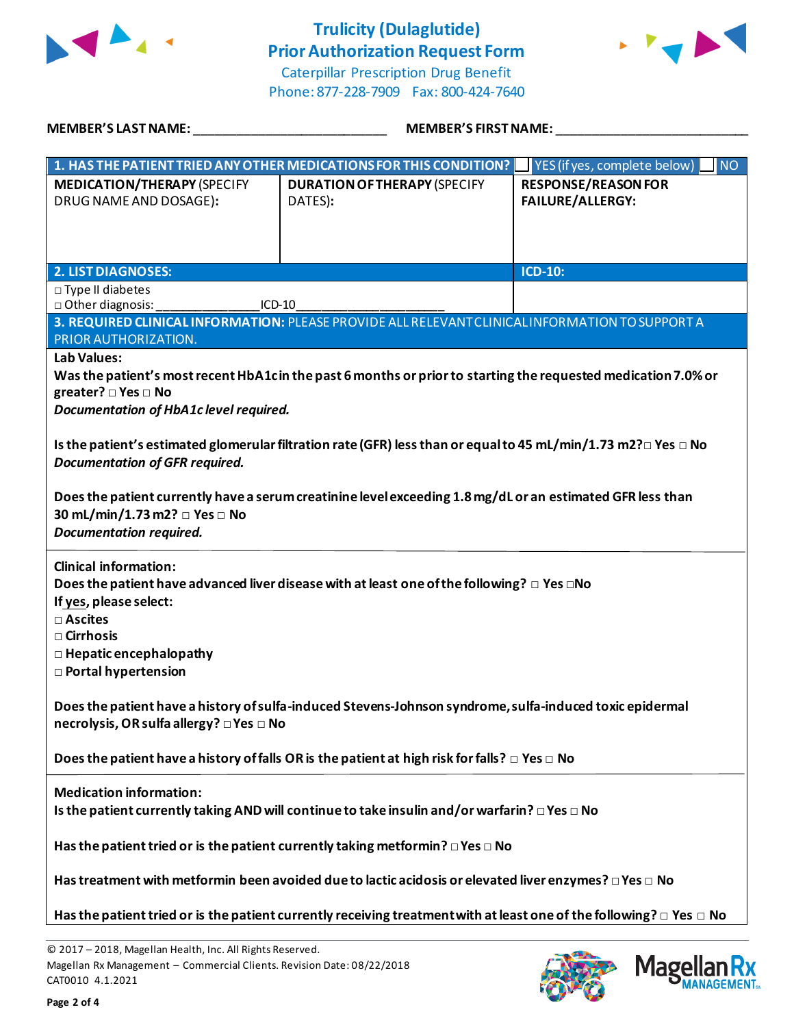# Trulicity (Dulaglutide) Prior Authorization Request Form

Caterpillar Prescription Drug Benefit
Phone: 877-228-7909 Fax: 800-424-7640

**MEMBER'S LAST NAME:** ___________________________ **MEMBER'S FIRST NAME:** ___________________________

| **1. HAS THE PATIENT TRIED ANY OTHER MEDICATIONS FOR THIS CONDITION?** | ☐ YES (if yes, complete below) | ☐ NO |
|---|---|---|
| **MEDICATION/THERAPY** (SPECIFY DRUG NAME AND DOSAGE): | **DURATION OF THERAPY** (SPECIFY DATES): | **RESPONSE/REASON FOR FAILURE/ALLERGY:** |
| | | |

| **2. LIST DIAGNOSES:** | **ICD-10:** |
|---|---|
| □ Type II diabetes<br>□ Other diagnosis: _______________ICD-10_____________________ | |

**3. REQUIRED CLINICAL INFORMATION:** PLEASE PROVIDE ALL RELEVANT CLINICAL INFORMATION TO SUPPORT A PRIOR AUTHORIZATION.

**Lab Values:**

**Was the patient's most recent HbA1c in the past 6 months or prior to starting the requested medication 7.0% or greater? □ Yes □ No**
***Documentation of HbA1c level required.***

**Is the patient's estimated glomerular filtration rate (GFR) less than or equal to 45 mL/min/1.73 m2? □ Yes □ No**
***Documentation of GFR required.***

**Does the patient currently have a serum creatinine level exceeding 1.8 mg/dL or an estimated GFR less than 30 mL/min/1.73 m2? □ Yes □ No**
***Documentation required.***

---

**Clinical information:**

**Does the patient have advanced liver disease with at least one of the following? □ Yes □No**
**If yes, please select:**
- **□ Ascites**
- **□ Cirrhosis**
- **□ Hepatic encephalopathy**
- **□ Portal hypertension**

**Does the patient have a history of sulfa-induced Stevens-Johnson syndrome, sulfa-induced toxic epidermal necrolysis, OR sulfa allergy? □ Yes □ No**

**Does the patient have a history of falls OR is the patient at high risk for falls? □ Yes □ No**

---

**Medication information:**

**Is the patient currently taking AND will continue to take insulin and/or warfarin? □ Yes □ No**

**Has the patient tried or is the patient currently taking metformin? □ Yes □ No**

**Has treatment with metformin been avoided due to lactic acidosis or elevated liver enzymes? □ Yes □ No**

**Has the patient tried or is the patient currently receiving treatment with at least one of the following? □ Yes □ No**

© 2017 – 2018, Magellan Health, Inc. All Rights Reserved.
Magellan Rx Management – Commercial Clients. Revision Date: 08/22/2018
CAT0010 4.1.2021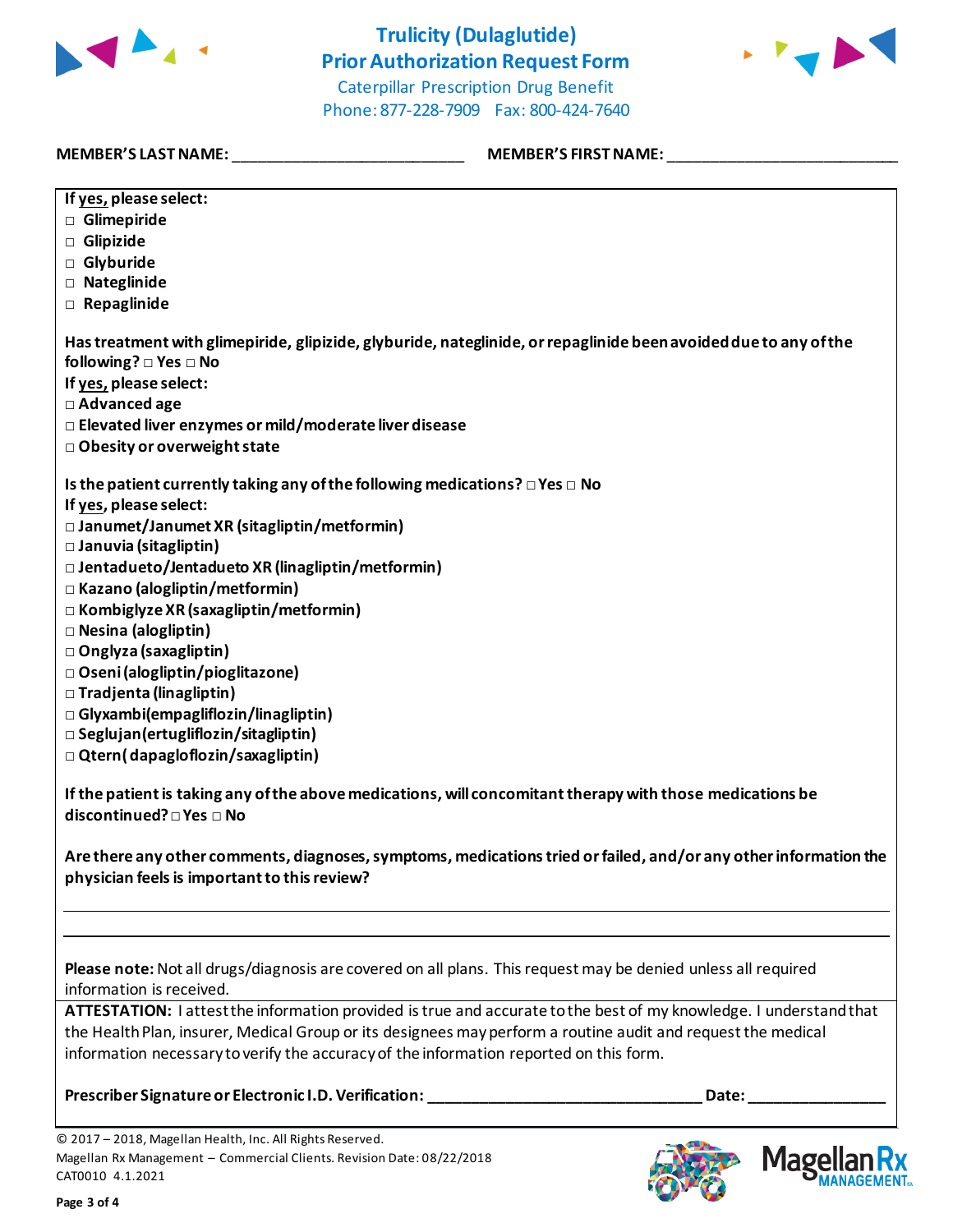# Trulicity (Dulaglutide) Prior Authorization Request Form

Caterpillar Prescription Drug Benefit
Phone: 877-228-7909 Fax: 800-424-7640

**MEMBER'S LAST NAME:** ___________________________ **MEMBER'S FIRST NAME:** ___________________________

**If yes, please select:**
- □ **Glimepiride**
- □ **Glipizide**
- □ **Glyburide**
- □ **Nateglinide**
- □ **Repaglinide**

**Has treatment with glimepiride, glipizide, glyburide, nateglinide, or repaglinide been avoided due to any of the following?** □ **Yes** □ **No**

**If yes, please select:**
- □ **Advanced age**
- □ **Elevated liver enzymes or mild/moderate liver disease**
- □ **Obesity or overweight state**

**Is the patient currently taking any of the following medications?** □ **Yes** □ **No**

**If yes, please select:**
- □ **Janumet/Janumet XR (sitagliptin/metformin)**
- □ **Januvia (sitagliptin)**
- □ **Jentadueto/Jentadueto XR (linagliptin/metformin)**
- □ **Kazano (alogliptin/metformin)**
- □ **Kombiglyze XR (saxagliptin/metformin)**
- □ **Nesina (alogliptin)**
- □ **Onglyza (saxagliptin)**
- □ **Oseni (alogliptin/pioglitazone)**
- □ **Tradjenta (linagliptin)**
- □ **Glyxambi(empagliflozin/linagliptin)**
- □ **Seglujan(ertugliflozin/sitagliptin)**
- □ **Qtern( dapagloflozin/saxagliptin)**

**If the patient is taking any of the above medications, will concomitant therapy with those medications be discontinued?** □ **Yes** □ **No**

**Are there any other comments, diagnoses, symptoms, medications tried or failed, and/or any other information the physician feels is important to this review?**

_____________________________________________________________________________

_____________________________________________________________________________

**Please note:** Not all drugs/diagnosis are covered on all plans. This request may be denied unless all required information is received.

**ATTESTATION:** I attest the information provided is true and accurate to the best of my knowledge. I understand that the Health Plan, insurer, Medical Group or its designees may perform a routine audit and request the medical information necessary to verify the accuracy of the information reported on this form.

**Prescriber Signature or Electronic I.D. Verification:** ________________________________ **Date:** ________________

© 2017 – 2018, Magellan Health, Inc. All Rights Reserved.
Magellan Rx Management – Commercial Clients. Revision Date: 08/22/2018
CAT0010 4.1.2021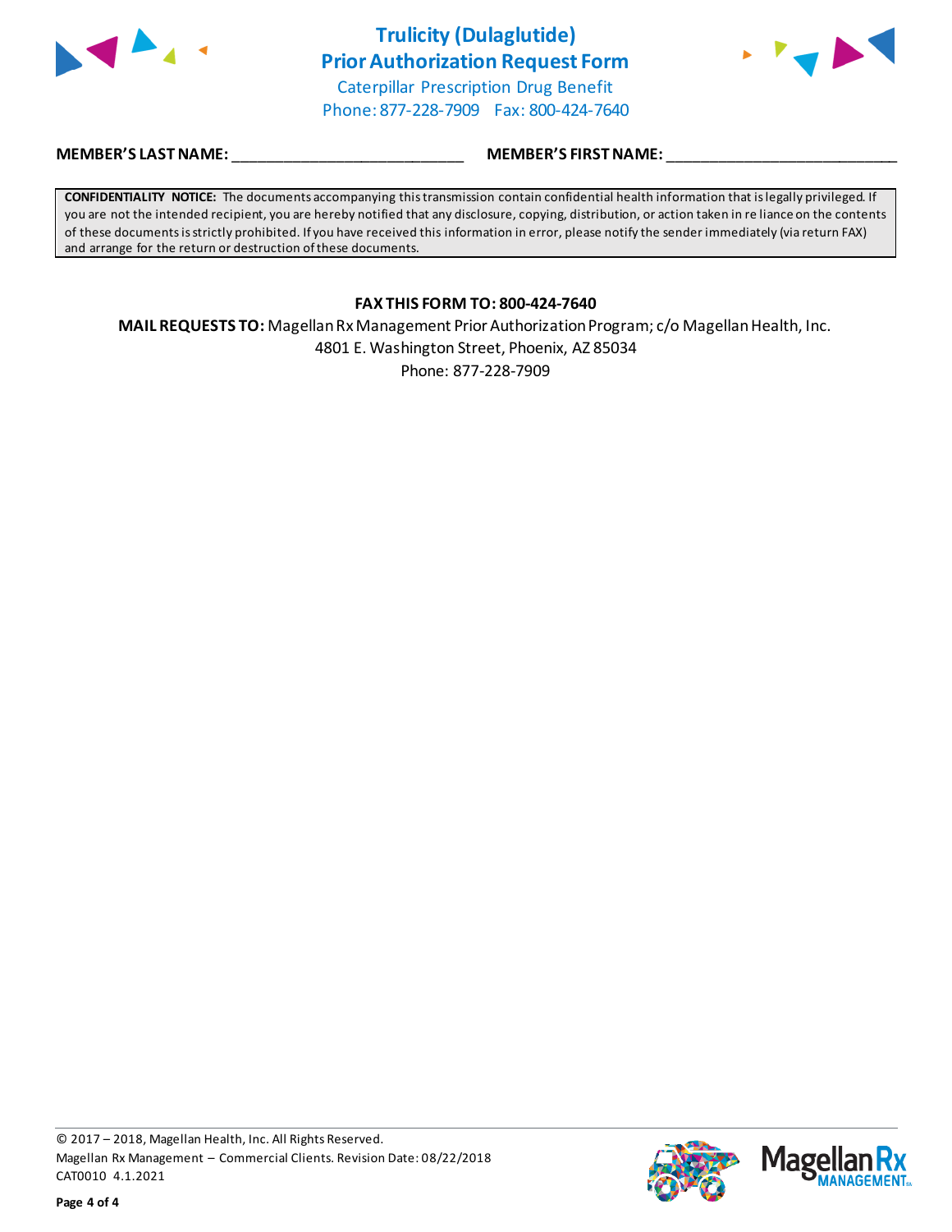**MEMBER'S LAST NAME:** ___________________________ **MEMBER'S FIRST NAME:** ___________________________

**CONFIDENTIALITY NOTICE:** The documents accompanying this transmission contain confidential health information that is legally privileged. If you are not the intended recipient, you are hereby notified that any disclosure, copying, distribution, or action taken in reliance on the contents of these documents is strictly prohibited. If you have received this information in error, please notify the sender immediately (via return FAX) and arrange for the return or destruction of these documents.

**FAX THIS FORM TO: 800-424-7640**

**MAIL REQUESTS TO:** Magellan Rx Management Prior Authorization Program; c/o Magellan Health, Inc.
4801 E. Washington Street, Phoenix, AZ 85034
Phone: 877-228-7909

© 2017 – 2018, Magellan Health, Inc. All Rights Reserved.
Magellan Rx Management – Commercial Clients. Revision Date: 08/22/2018
CAT0010 4.1.2021